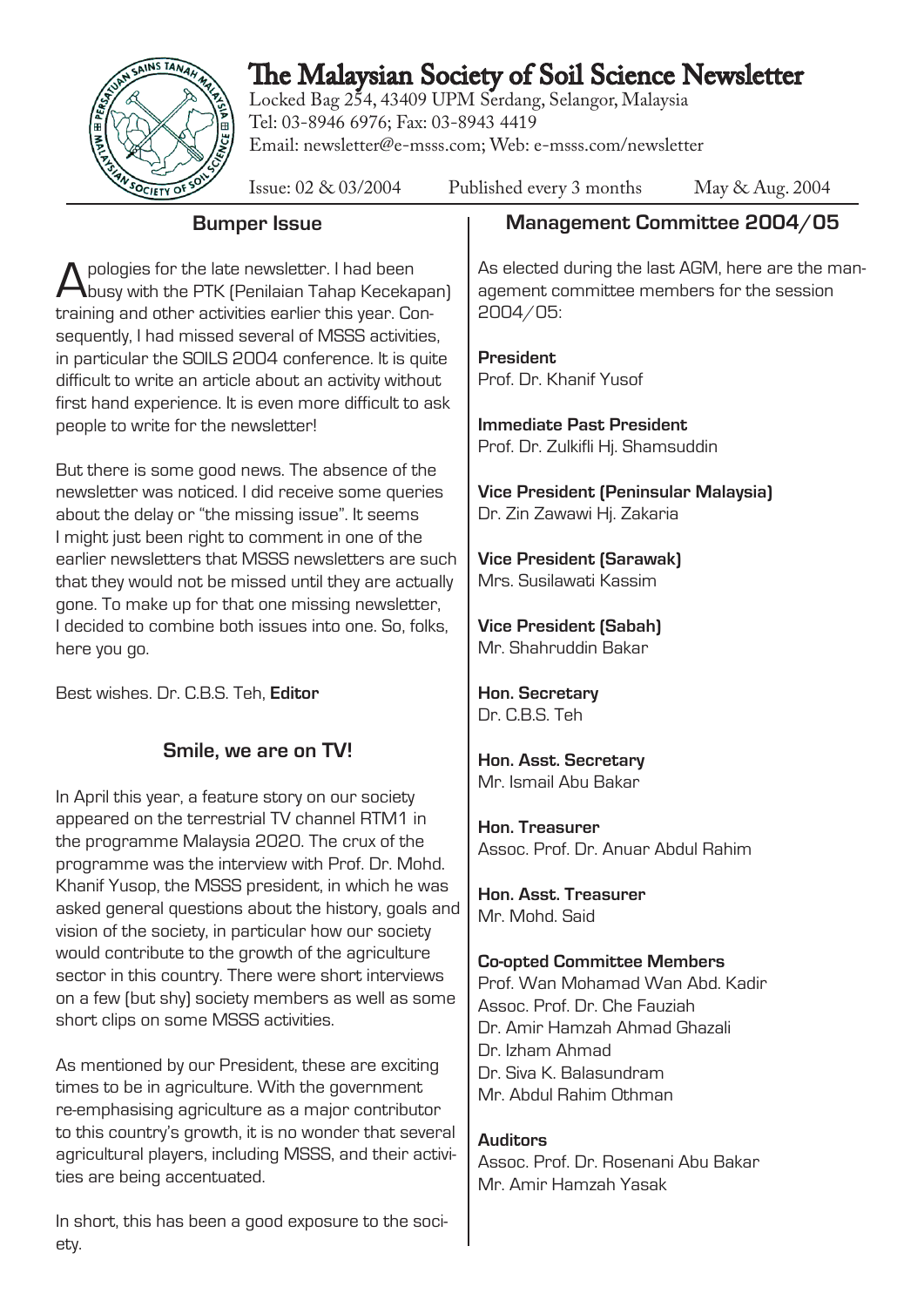# The Malaysian Society of Soil Science Newsletter

Locked Bag 254, 43409 UPM Serdang, Selangor, Malaysia
Tel: 03-8946 6976; Fax: 03-8943 4419
Email: newsletter@e-msss.com; Web: e-msss.com/newsletter

Issue: 02 & 03/2004 Published every 3 months May & Aug. 2004

## Bumper Issue

Apologies for the late newsletter. I had been busy with the PTK (Penilaian Tahap Kecekapan) training and other activities earlier this year. Consequently, I had missed several of MSSS activities, in particular the SOILS 2004 conference. It is quite difficult to write an article about an activity without first hand experience. It is even more difficult to ask people to write for the newsletter!

But there is some good news. The absence of the newsletter was noticed. I did receive some queries about the delay or "the missing issue". It seems I might just been right to comment in one of the earlier newsletters that MSSS newsletters are such that they would not be missed until they are actually gone. To make up for that one missing newsletter, I decided to combine both issues into one. So, folks, here you go.

Best wishes. Dr. C.B.S. Teh, **Editor**

## Smile, we are on TV!

In April this year, a feature story on our society appeared on the terrestrial TV channel RTM1 in the programme Malaysia 2020. The crux of the programme was the interview with Prof. Dr. Mohd. Khanif Yusop, the MSSS president, in which he was asked general questions about the history, goals and vision of the society, in particular how our society would contribute to the growth of the agriculture sector in this country. There were short interviews on a few (but shy) society members as well as some short clips on some MSSS activities.

As mentioned by our President, these are exciting times to be in agriculture. With the government re-emphasising agriculture as a major contributor to this country's growth, it is no wonder that several agricultural players, including MSSS, and their activities are being accentuated.

In short, this has been a good exposure to the society.

## Management Committee 2004/05

As elected during the last AGM, here are the management committee members for the session 2004/05:

**President**
Prof. Dr. Khanif Yusof

**Immediate Past President**
Prof. Dr. Zulkifli Hj. Shamsuddin

**Vice President (Peninsular Malaysia)**
Dr. Zin Zawawi Hj. Zakaria

**Vice President (Sarawak)**
Mrs. Susilawati Kassim

**Vice President (Sabah)**
Mr. Shahruddin Bakar

**Hon. Secretary**
Dr. C.B.S. Teh

**Hon. Asst. Secretary**
Mr. Ismail Abu Bakar

**Hon. Treasurer**
Assoc. Prof. Dr. Anuar Abdul Rahim

**Hon. Asst. Treasurer**
Mr. Mohd. Said

**Co-opted Committee Members**
Prof. Wan Mohamad Wan Abd. Kadir
Assoc. Prof. Dr. Che Fauziah
Dr. Amir Hamzah Ahmad Ghazali
Dr. Izham Ahmad
Dr. Siva K. Balasundram
Mr. Abdul Rahim Othman

**Auditors**
Assoc. Prof. Dr. Rosenani Abu Bakar
Mr. Amir Hamzah Yasak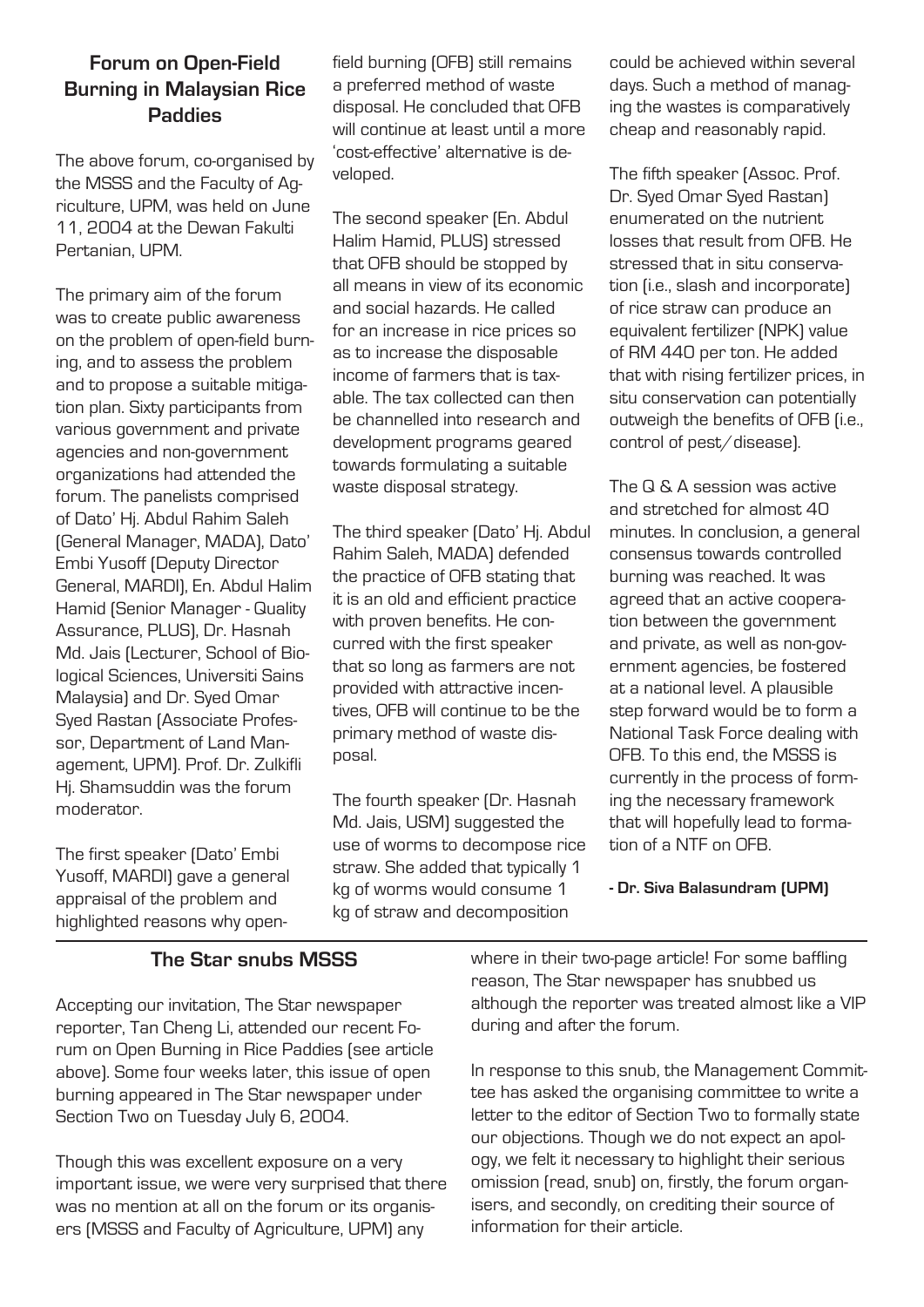## Forum on Open-Field Burning in Malaysian Rice Paddies

The above forum, co-organised by the MSSS and the Faculty of Agriculture, UPM, was held on June 11, 2004 at the Dewan Fakulti Pertanian, UPM.

The primary aim of the forum was to create public awareness on the problem of open-field burning, and to assess the problem and to propose a suitable mitigation plan. Sixty participants from various government and private agencies and non-government organizations had attended the forum. The panelists comprised of Dato' Hj. Abdul Rahim Saleh (General Manager, MADA), Dato' Embi Yusoff (Deputy Director General, MARDI), En. Abdul Halim Hamid (Senior Manager - Quality Assurance, PLUS), Dr. Hasnah Md. Jais (Lecturer, School of Biological Sciences, Universiti Sains Malaysia) and Dr. Syed Omar Syed Rastan (Associate Professor, Department of Land Management, UPM). Prof. Dr. Zulkifli Hj. Shamsuddin was the forum moderator.

The first speaker (Dato' Embi Yusoff, MARDI) gave a general appraisal of the problem and highlighted reasons why open-field burning (OFB) still remains a preferred method of waste disposal. He concluded that OFB will continue at least until a more 'cost-effective' alternative is developed.

The second speaker (En. Abdul Halim Hamid, PLUS) stressed that OFB should be stopped by all means in view of its economic and social hazards. He called for an increase in rice prices so as to increase the disposable income of farmers that is taxable. The tax collected can then be channelled into research and development programs geared towards formulating a suitable waste disposal strategy.

The third speaker (Dato' Hj. Abdul Rahim Saleh, MADA) defended the practice of OFB stating that it is an old and efficient practice with proven benefits. He concurred with the first speaker that so long as farmers are not provided with attractive incentives, OFB will continue to be the primary method of waste disposal.

The fourth speaker (Dr. Hasnah Md. Jais, USM) suggested the use of worms to decompose rice straw. She added that typically 1 kg of worms would consume 1 kg of straw and decomposition could be achieved within several days. Such a method of managing the wastes is comparatively cheap and reasonably rapid.

The fifth speaker (Assoc. Prof. Dr. Syed Omar Syed Rastan) enumerated on the nutrient losses that result from OFB. He stressed that in situ conservation (i.e., slash and incorporate) of rice straw can produce an equivalent fertilizer (NPK) value of RM 440 per ton. He added that with rising fertilizer prices, in situ conservation can potentially outweigh the benefits of OFB (i.e., control of pest/disease).

The Q & A session was active and stretched for almost 40 minutes. In conclusion, a general consensus towards controlled burning was reached. It was agreed that an active cooperation between the government and private, as well as non-government agencies, be fostered at a national level. A plausible step forward would be to form a National Task Force dealing with OFB. To this end, the MSSS is currently in the process of forming the necessary framework that will hopefully lead to formation of a NTF on OFB.

**- Dr. Siva Balasundram (UPM)**

## The Star snubs MSSS

Accepting our invitation, The Star newspaper reporter, Tan Cheng Li, attended our recent Forum on Open Burning in Rice Paddies (see article above). Some four weeks later, this issue of open burning appeared in The Star newspaper under Section Two on Tuesday July 6, 2004.

Though this was excellent exposure on a very important issue, we were very surprised that there was no mention at all on the forum or its organisers (MSSS and Faculty of Agriculture, UPM) anywhere in their two-page article! For some baffling reason, The Star newspaper has snubbed us although the reporter was treated almost like a VIP during and after the forum.

In response to this snub, the Management Committee has asked the organising committee to write a letter to the editor of Section Two to formally state our objections. Though we do not expect an apology, we felt it necessary to highlight their serious omission (read, snub) on, firstly, the forum organisers, and secondly, on crediting their source of information for their article.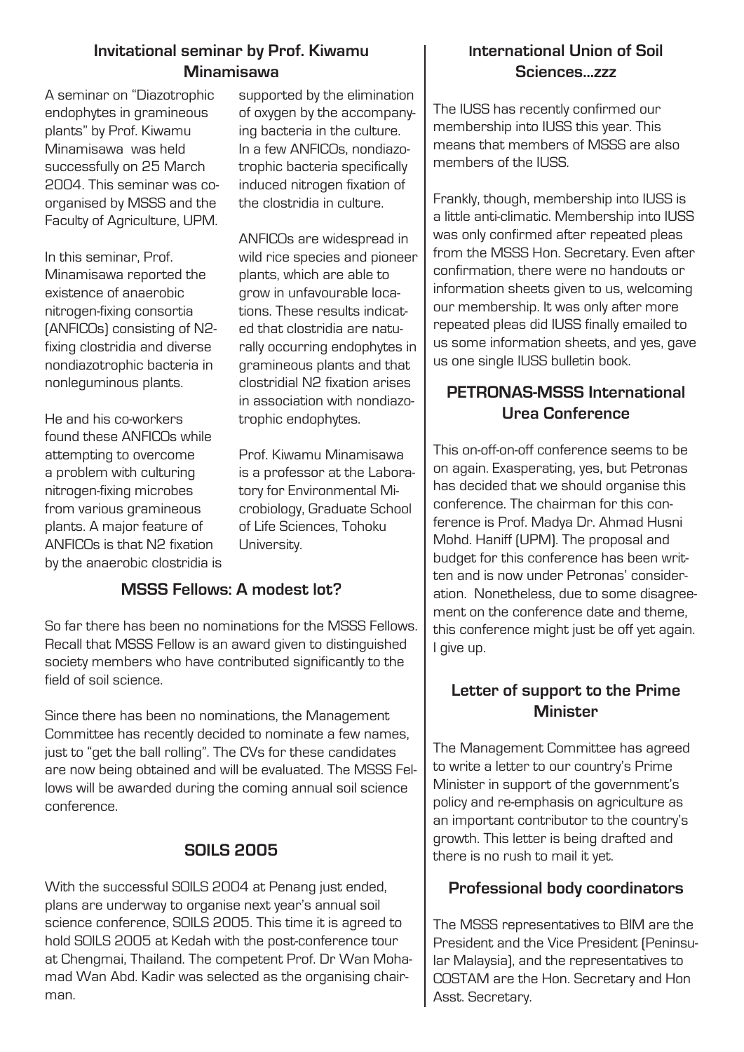## Invitational seminar by Prof. Kiwamu Minamisawa

A seminar on "Diazotrophic endophytes in gramineous plants" by Prof. Kiwamu Minamisawa was held successfully on 25 March 2004. This seminar was co-organised by MSSS and the Faculty of Agriculture, UPM.

In this seminar, Prof. Minamisawa reported the existence of anaerobic nitrogen-fixing consortia (ANFICOs) consisting of N2-fixing clostridia and diverse nondiazotrophic bacteria in nonleguminous plants.

He and his co-workers found these ANFICOs while attempting to overcome a problem with culturing nitrogen-fixing microbes from various gramineous plants. A major feature of ANFICOs is that N2 fixation by the anaerobic clostridia is supported by the elimination of oxygen by the accompanying bacteria in the culture. In a few ANFICOs, nondiazotrophic bacteria specifically induced nitrogen fixation of the clostridia in culture.

ANFICOs are widespread in wild rice species and pioneer plants, which are able to grow in unfavourable locations. These results indicated that clostridia are naturally occurring endophytes in gramineous plants and that clostridial N2 fixation arises in association with nondiazotrophic endophytes.

Prof. Kiwamu Minamisawa is a professor at the Laboratory for Environmental Microbiology, Graduate School of Life Sciences, Tohoku University.

## MSSS Fellows: A modest lot?

So far there has been no nominations for the MSSS Fellows. Recall that MSSS Fellow is an award given to distinguished society members who have contributed significantly to the field of soil science.

Since there has been no nominations, the Management Committee has recently decided to nominate a few names, just to "get the ball rolling". The CVs for these candidates are now being obtained and will be evaluated. The MSSS Fellows will be awarded during the coming annual soil science conference.

## SOILS 2005

With the successful SOILS 2004 at Penang just ended, plans are underway to organise next year's annual soil science conference, SOILS 2005. This time it is agreed to hold SOILS 2005 at Kedah with the post-conference tour at Chengmai, Thailand. The competent Prof. Dr Wan Mohamad Wan Abd. Kadir was selected as the organising chairman.

## International Union of Soil Sciences...zzz

The IUSS has recently confirmed our membership into IUSS this year. This means that members of MSSS are also members of the IUSS.

Frankly, though, membership into IUSS is a little anti-climatic. Membership into IUSS was only confirmed after repeated pleas from the MSSS Hon. Secretary. Even after confirmation, there were no handouts or information sheets given to us, welcoming our membership. It was only after more repeated pleas did IUSS finally emailed to us some information sheets, and yes, gave us one single IUSS bulletin book.

## PETRONAS-MSSS International Urea Conference

This on-off-on-off conference seems to be on again. Exasperating, yes, but Petronas has decided that we should organise this conference. The chairman for this conference is Prof. Madya Dr. Ahmad Husni Mohd. Haniff (UPM). The proposal and budget for this conference has been written and is now under Petronas' consideration. Nonetheless, due to some disagreement on the conference date and theme, this conference might just be off yet again. I give up.

## Letter of support to the Prime Minister

The Management Committee has agreed to write a letter to our country's Prime Minister in support of the government's policy and re-emphasis on agriculture as an important contributor to the country's growth. This letter is being drafted and there is no rush to mail it yet.

## Professional body coordinators

The MSSS representatives to BIM are the President and the Vice President (Peninsular Malaysia), and the representatives to COSTAM are the Hon. Secretary and Hon Asst. Secretary.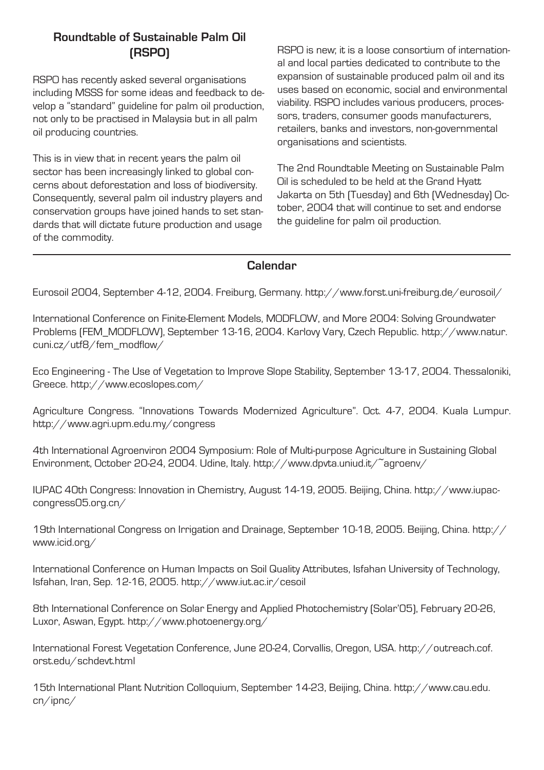## Roundtable of Sustainable Palm Oil (RSPO)

RSPO has recently asked several organisations including MSSS for some ideas and feedback to develop a "standard" guideline for palm oil production, not only to be practised in Malaysia but in all palm oil producing countries.

This is in view that in recent years the palm oil sector has been increasingly linked to global concerns about deforestation and loss of biodiversity. Consequently, several palm oil industry players and conservation groups have joined hands to set standards that will dictate future production and usage of the commodity.

RSPO is new; it is a loose consortium of international and local parties dedicated to contribute to the expansion of sustainable produced palm oil and its uses based on economic, social and environmental viability. RSPO includes various producers, processors, traders, consumer goods manufacturers, retailers, banks and investors, non-governmental organisations and scientists.

The 2nd Roundtable Meeting on Sustainable Palm Oil is scheduled to be held at the Grand Hyatt Jakarta on 5th (Tuesday) and 6th (Wednesday) October, 2004 that will continue to set and endorse the guideline for palm oil production.

## Calendar

Eurosoil 2004, September 4-12, 2004. Freiburg, Germany. http://www.forst.uni-freiburg.de/eurosoil/

International Conference on Finite-Element Models, MODFLOW, and More 2004: Solving Groundwater Problems (FEM_MODFLOW), September 13-16, 2004. Karlovy Vary, Czech Republic. http://www.natur.cuni.cz/utf8/fem_modflow/

Eco Engineering - The Use of Vegetation to Improve Slope Stability, September 13-17, 2004. Thessaloniki, Greece. http://www.ecoslopes.com/

Agriculture Congress. "Innovations Towards Modernized Agriculture". Oct. 4-7, 2004. Kuala Lumpur. http://www.agri.upm.edu.my/congress

4th International Agroenviron 2004 Symposium: Role of Multi-purpose Agriculture in Sustaining Global Environment, October 20-24, 2004. Udine, Italy. http://www.dpvta.uniud.it/~agroenv/

IUPAC 40th Congress: Innovation in Chemistry, August 14-19, 2005. Beijing, China. http://www.iupac-congress05.org.cn/

19th International Congress on Irrigation and Drainage, September 10-18, 2005. Beijing, China. http://www.icid.org/

International Conference on Human Impacts on Soil Quality Attributes, Isfahan University of Technology, Isfahan, Iran, Sep. 12-16, 2005. http://www.iut.ac.ir/cesoil

8th International Conference on Solar Energy and Applied Photochemistry (Solar'05), February 20-26, Luxor, Aswan, Egypt. http://www.photoenergy.org/

International Forest Vegetation Conference, June 20-24, Corvallis, Oregon, USA. http://outreach.cof.orst.edu/schdevt.html

15th International Plant Nutrition Colloquium, September 14-23, Beijing, China. http://www.cau.edu.cn/ipnc/